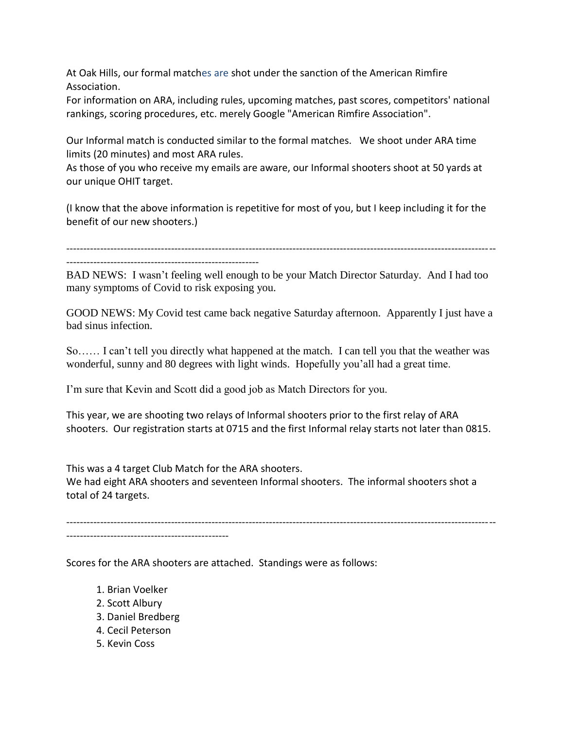At Oak Hills, our formal matches are shot under the sanction of the American Rimfire Association.
For information on ARA, including rules, upcoming matches, past scores, competitors' national rankings, scoring procedures, etc. merely Google "American Rimfire Association".

Our Informal match is conducted similar to the formal matches. We shoot under ARA time limits (20 minutes) and most ARA rules.
As those of you who receive my emails are aware, our Informal shooters shoot at 50 yards at our unique OHIT target.

(I know that the above information is repetitive for most of you, but I keep including it for the benefit of our new shooters.)

---

BAD NEWS: I wasn't feeling well enough to be your Match Director Saturday. And I had too many symptoms of Covid to risk exposing you.

GOOD NEWS: My Covid test came back negative Saturday afternoon. Apparently I just have a bad sinus infection.

So…… I can't tell you directly what happened at the match. I can tell you that the weather was wonderful, sunny and 80 degrees with light winds. Hopefully you'all had a great time.

I'm sure that Kevin and Scott did a good job as Match Directors for you.

This year, we are shooting two relays of Informal shooters prior to the first relay of ARA shooters. Our registration starts at 0715 and the first Informal relay starts not later than 0815.

This was a 4 target Club Match for the ARA shooters.
We had eight ARA shooters and seventeen Informal shooters. The informal shooters shot a total of 24 targets.

---

Scores for the ARA shooters are attached. Standings were as follows:

1. Brian Voelker
2. Scott Albury
3. Daniel Bredberg
4. Cecil Peterson
5. Kevin Coss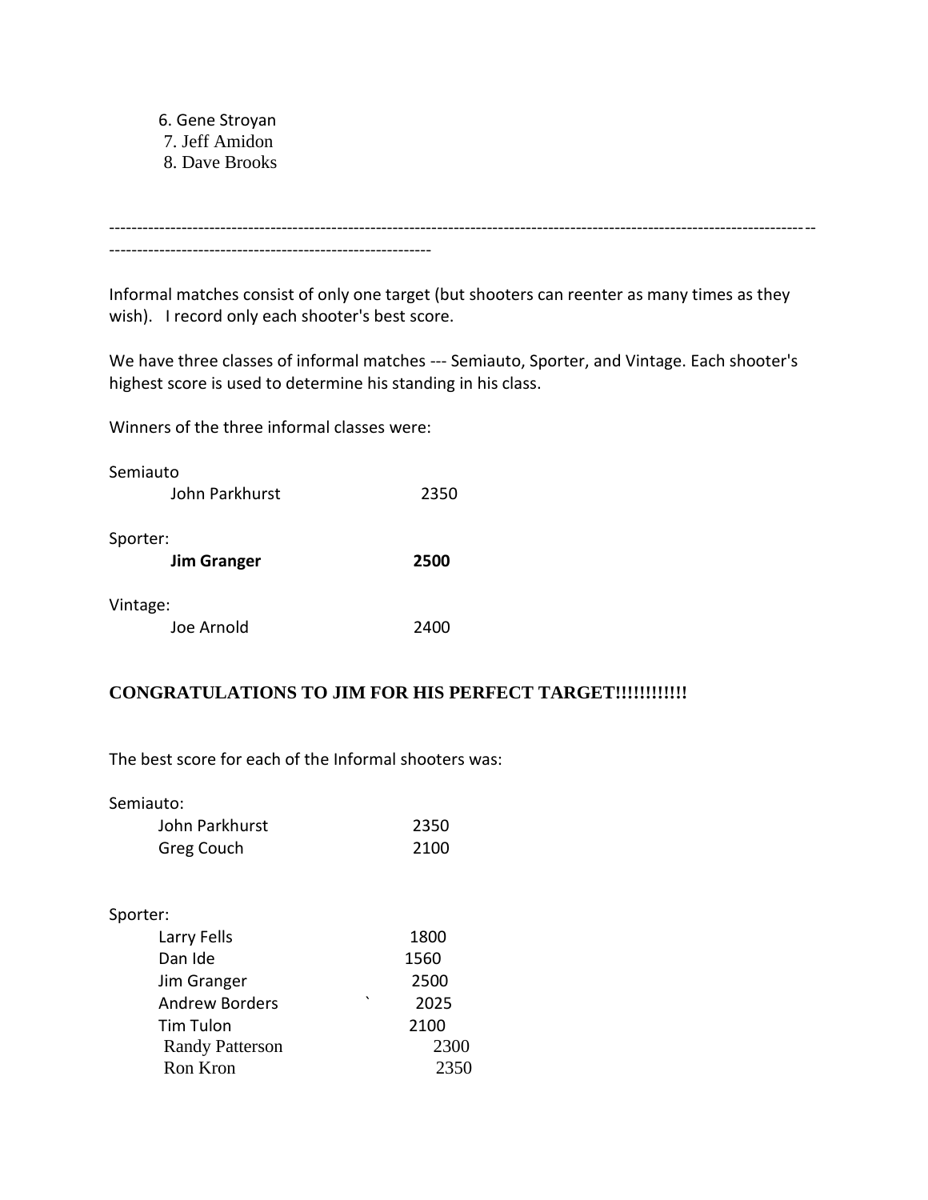6. Gene Stroyan
7. Jeff Amidon
8. Dave Brooks

---

Informal matches consist of only one target (but shooters can reenter as many times as they wish). I record only each shooter's best score.

We have three classes of informal matches --- Semiauto, Sporter, and Vintage. Each shooter's highest score is used to determine his standing in his class.

Winners of the three informal classes were:

Semiauto

| | |
|---|---|
| John Parkhurst | 2350 |

Sporter:

| | |
|---|---|
| **Jim Granger** | **2500** |

Vintage:

| | |
|---|---|
| Joe Arnold | 2400 |

**CONGRATULATIONS TO JIM FOR HIS PERFECT TARGET!!!!!!!!!!!**

The best score for each of the Informal shooters was:

Semiauto:

| | |
|---|---|
| John Parkhurst | 2350 |
| Greg Couch | 2100 |

Sporter:

| | |
|---|---|
| Larry Fells | 1800 |
| Dan Ide | 1560 |
| Jim Granger | 2500 |
| Andrew Borders | ` 2025 |
| Tim Tulon | 2100 |
| Randy Patterson | 2300 |
| Ron Kron | 2350 |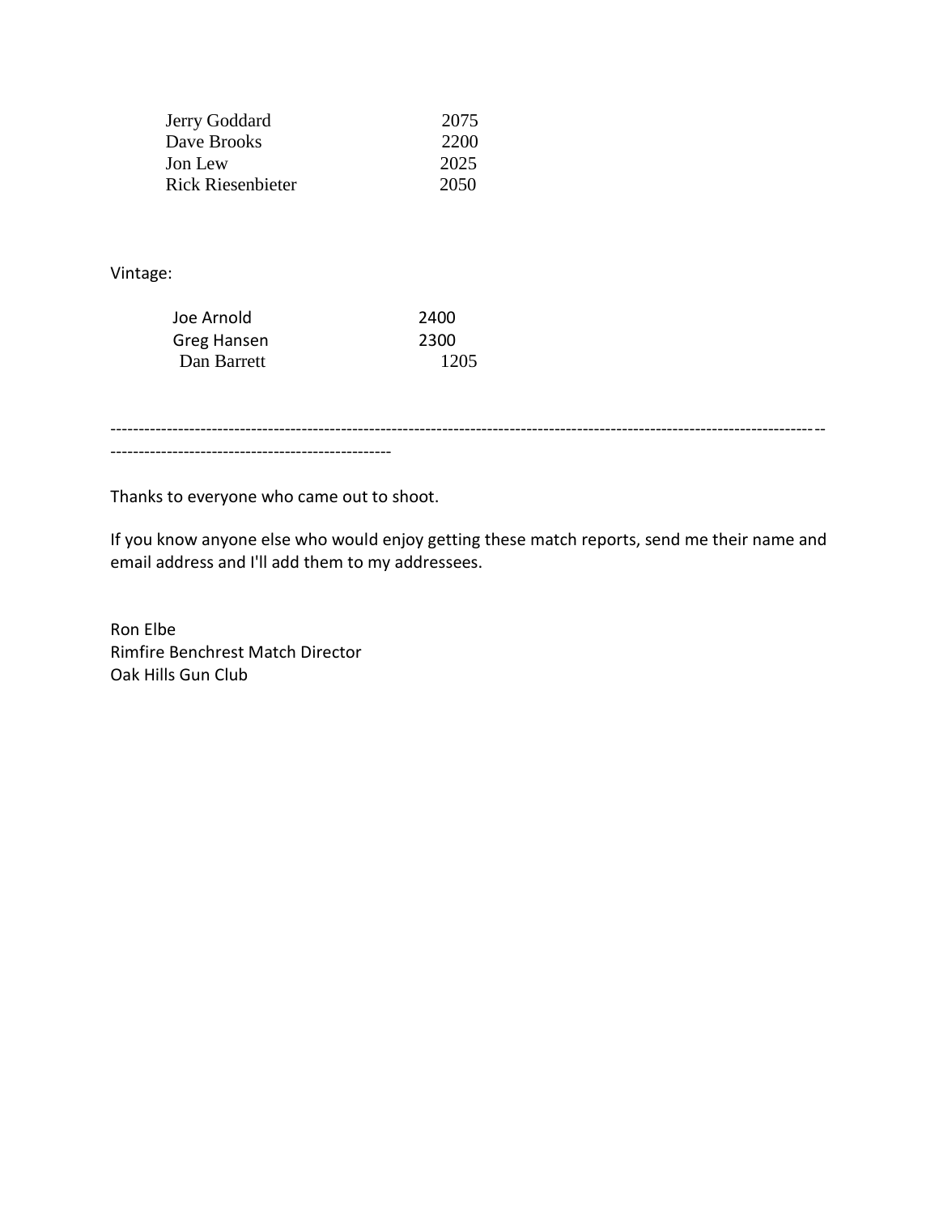| | |
|---|---|
| Jerry Goddard | 2075 |
| Dave Brooks | 2200 |
| Jon Lew | 2025 |
| Rick Riesenbieter | 2050 |

Vintage:

| | |
|---|---|
| Joe Arnold | 2400 |
| Greg Hansen | 2300 |
| Dan Barrett | 1205 |

---

Thanks to everyone who came out to shoot.

If you know anyone else who would enjoy getting these match reports, send me their name and email address and I'll add them to my addressees.

Ron Elbe
Rimfire Benchrest Match Director
Oak Hills Gun Club